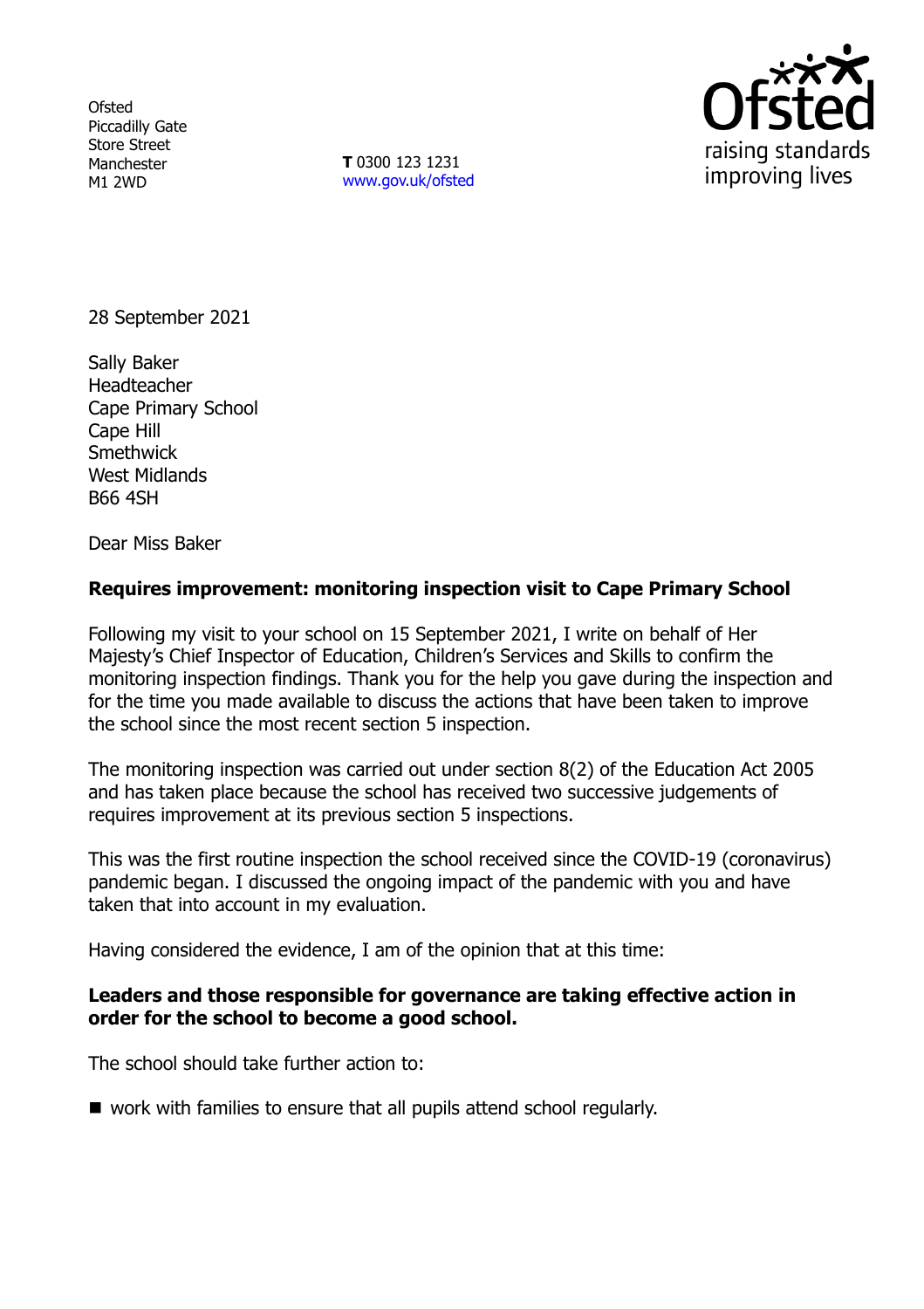Ofsted
Piccadilly Gate
Store Street
Manchester
M1 2WD

**T** 0300 123 1231
www.gov.uk/ofsted

28 September 2021

Sally Baker
Headteacher
Cape Primary School
Cape Hill
Smethwick
West Midlands
B66 4SH

Dear Miss Baker

**Requires improvement: monitoring inspection visit to Cape Primary School**

Following my visit to your school on 15 September 2021, I write on behalf of Her Majesty's Chief Inspector of Education, Children's Services and Skills to confirm the monitoring inspection findings. Thank you for the help you gave during the inspection and for the time you made available to discuss the actions that have been taken to improve the school since the most recent section 5 inspection.

The monitoring inspection was carried out under section 8(2) of the Education Act 2005 and has taken place because the school has received two successive judgements of requires improvement at its previous section 5 inspections.

This was the first routine inspection the school received since the COVID-19 (coronavirus) pandemic began. I discussed the ongoing impact of the pandemic with you and have taken that into account in my evaluation.

Having considered the evidence, I am of the opinion that at this time:

**Leaders and those responsible for governance are taking effective action in order for the school to become a good school.**

The school should take further action to:

- work with families to ensure that all pupils attend school regularly.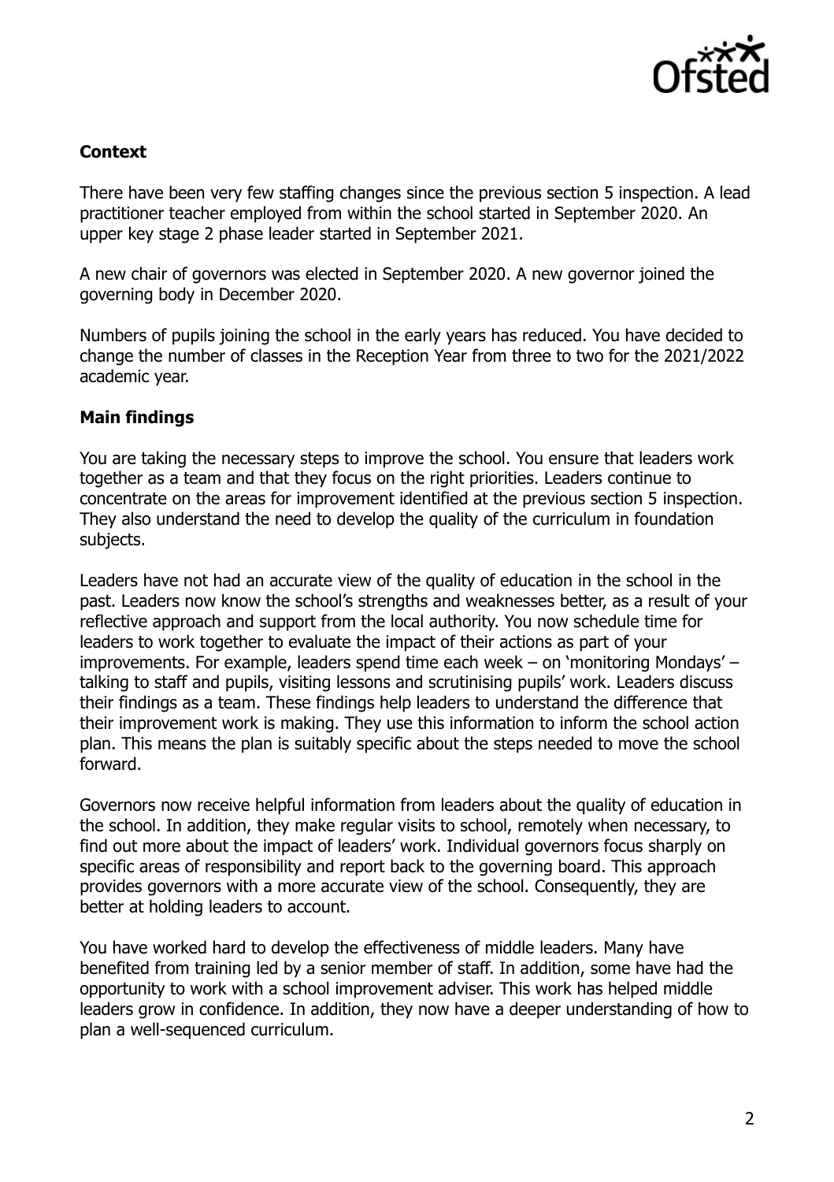**Context**

There have been very few staffing changes since the previous section 5 inspection. A lead practitioner teacher employed from within the school started in September 2020. An upper key stage 2 phase leader started in September 2021.

A new chair of governors was elected in September 2020. A new governor joined the governing body in December 2020.

Numbers of pupils joining the school in the early years has reduced. You have decided to change the number of classes in the Reception Year from three to two for the 2021/2022 academic year.

**Main findings**

You are taking the necessary steps to improve the school. You ensure that leaders work together as a team and that they focus on the right priorities. Leaders continue to concentrate on the areas for improvement identified at the previous section 5 inspection. They also understand the need to develop the quality of the curriculum in foundation subjects.

Leaders have not had an accurate view of the quality of education in the school in the past. Leaders now know the school's strengths and weaknesses better, as a result of your reflective approach and support from the local authority. You now schedule time for leaders to work together to evaluate the impact of their actions as part of your improvements. For example, leaders spend time each week – on 'monitoring Mondays' – talking to staff and pupils, visiting lessons and scrutinising pupils' work. Leaders discuss their findings as a team. These findings help leaders to understand the difference that their improvement work is making. They use this information to inform the school action plan. This means the plan is suitably specific about the steps needed to move the school forward.

Governors now receive helpful information from leaders about the quality of education in the school. In addition, they make regular visits to school, remotely when necessary, to find out more about the impact of leaders' work. Individual governors focus sharply on specific areas of responsibility and report back to the governing board. This approach provides governors with a more accurate view of the school. Consequently, they are better at holding leaders to account.

You have worked hard to develop the effectiveness of middle leaders. Many have benefited from training led by a senior member of staff. In addition, some have had the opportunity to work with a school improvement adviser. This work has helped middle leaders grow in confidence. In addition, they now have a deeper understanding of how to plan a well-sequenced curriculum.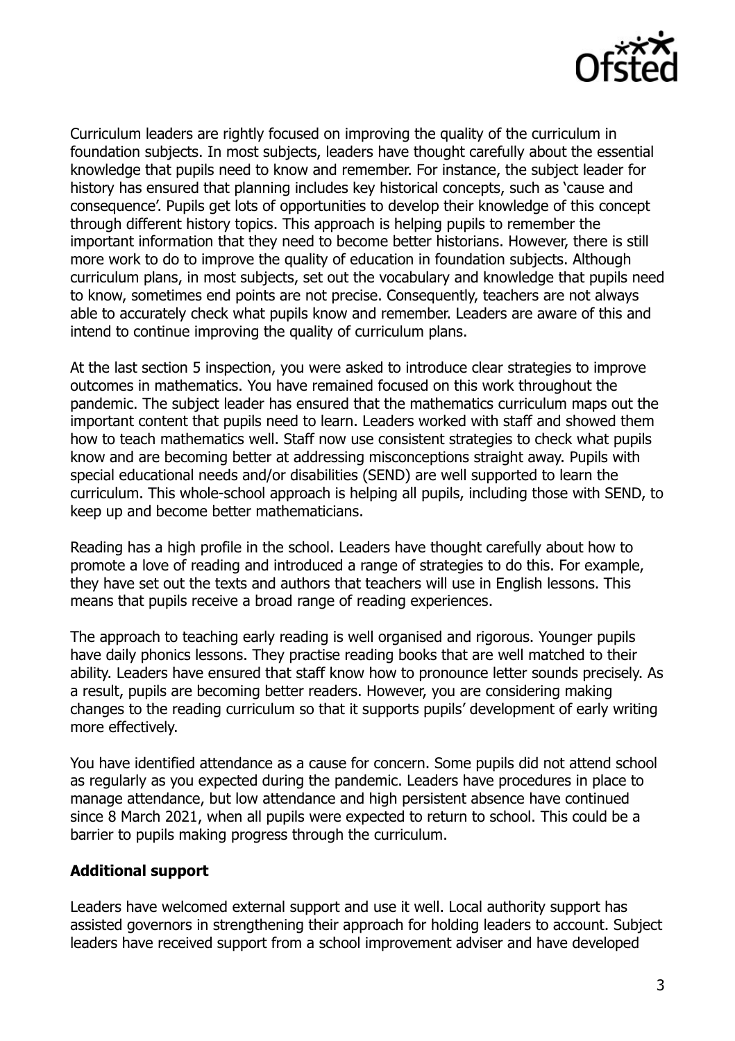Curriculum leaders are rightly focused on improving the quality of the curriculum in foundation subjects. In most subjects, leaders have thought carefully about the essential knowledge that pupils need to know and remember. For instance, the subject leader for history has ensured that planning includes key historical concepts, such as 'cause and consequence'. Pupils get lots of opportunities to develop their knowledge of this concept through different history topics. This approach is helping pupils to remember the important information that they need to become better historians. However, there is still more work to do to improve the quality of education in foundation subjects. Although curriculum plans, in most subjects, set out the vocabulary and knowledge that pupils need to know, sometimes end points are not precise. Consequently, teachers are not always able to accurately check what pupils know and remember. Leaders are aware of this and intend to continue improving the quality of curriculum plans.

At the last section 5 inspection, you were asked to introduce clear strategies to improve outcomes in mathematics. You have remained focused on this work throughout the pandemic. The subject leader has ensured that the mathematics curriculum maps out the important content that pupils need to learn. Leaders worked with staff and showed them how to teach mathematics well. Staff now use consistent strategies to check what pupils know and are becoming better at addressing misconceptions straight away. Pupils with special educational needs and/or disabilities (SEND) are well supported to learn the curriculum. This whole-school approach is helping all pupils, including those with SEND, to keep up and become better mathematicians.

Reading has a high profile in the school. Leaders have thought carefully about how to promote a love of reading and introduced a range of strategies to do this. For example, they have set out the texts and authors that teachers will use in English lessons. This means that pupils receive a broad range of reading experiences.

The approach to teaching early reading is well organised and rigorous. Younger pupils have daily phonics lessons. They practise reading books that are well matched to their ability. Leaders have ensured that staff know how to pronounce letter sounds precisely. As a result, pupils are becoming better readers. However, you are considering making changes to the reading curriculum so that it supports pupils' development of early writing more effectively.

You have identified attendance as a cause for concern. Some pupils did not attend school as regularly as you expected during the pandemic. Leaders have procedures in place to manage attendance, but low attendance and high persistent absence have continued since 8 March 2021, when all pupils were expected to return to school. This could be a barrier to pupils making progress through the curriculum.

**Additional support**

Leaders have welcomed external support and use it well. Local authority support has assisted governors in strengthening their approach for holding leaders to account. Subject leaders have received support from a school improvement adviser and have developed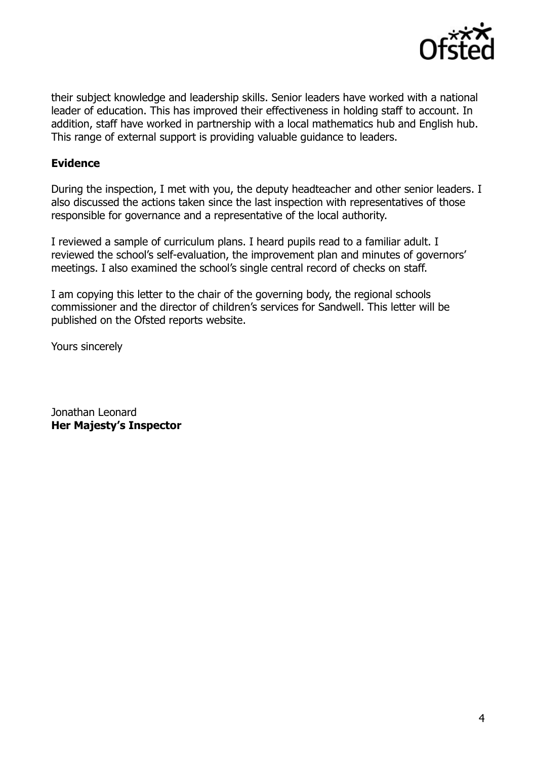their subject knowledge and leadership skills. Senior leaders have worked with a national leader of education. This has improved their effectiveness in holding staff to account. In addition, staff have worked in partnership with a local mathematics hub and English hub. This range of external support is providing valuable guidance to leaders.

## Evidence

During the inspection, I met with you, the deputy headteacher and other senior leaders. I also discussed the actions taken since the last inspection with representatives of those responsible for governance and a representative of the local authority.

I reviewed a sample of curriculum plans. I heard pupils read to a familiar adult. I reviewed the school's self-evaluation, the improvement plan and minutes of governors' meetings. I also examined the school's single central record of checks on staff.

I am copying this letter to the chair of the governing body, the regional schools commissioner and the director of children's services for Sandwell. This letter will be published on the Ofsted reports website.

Yours sincerely

Jonathan Leonard
**Her Majesty's Inspector**